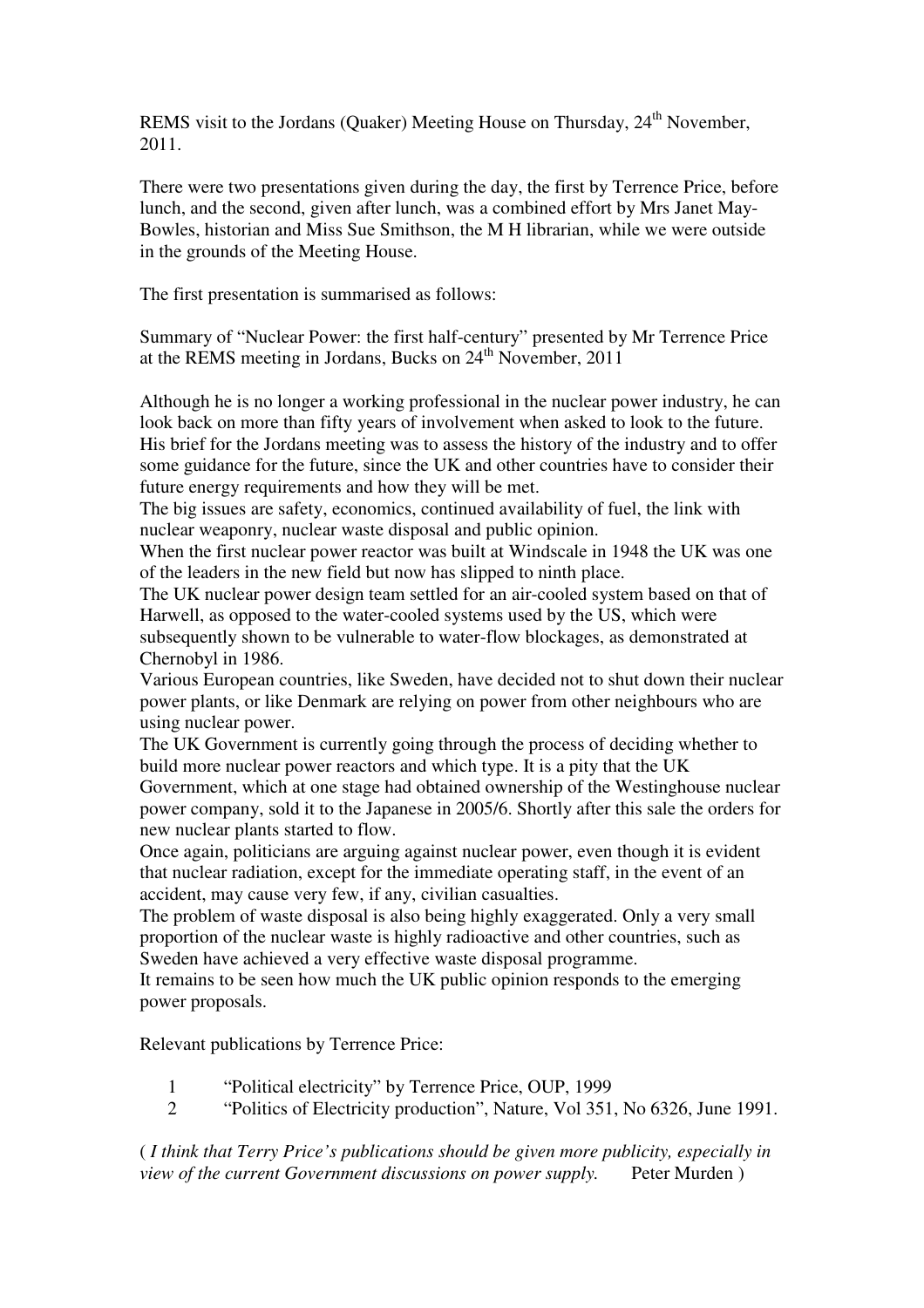REMS visit to the Jordans (Quaker) Meeting House on Thursday, 24th November, 2011.

There were two presentations given during the day, the first by Terrence Price, before lunch, and the second, given after lunch, was a combined effort by Mrs Janet May-Bowles, historian and Miss Sue Smithson, the M H librarian, while we were outside in the grounds of the Meeting House.

The first presentation is summarised as follows:

Summary of "Nuclear Power: the first half-century" presented by Mr Terrence Price at the REMS meeting in Jordans, Bucks on 24th November, 2011

Although he is no longer a working professional in the nuclear power industry, he can look back on more than fifty years of involvement when asked to look to the future. His brief for the Jordans meeting was to assess the history of the industry and to offer some guidance for the future, since the UK and other countries have to consider their future energy requirements and how they will be met.
The big issues are safety, economics, continued availability of fuel, the link with nuclear weaponry, nuclear waste disposal and public opinion.
When the first nuclear power reactor was built at Windscale in 1948 the UK was one of the leaders in the new field but now has slipped to ninth place.
The UK nuclear power design team settled for an air-cooled system based on that of Harwell, as opposed to the water-cooled systems used by the US, which were subsequently shown to be vulnerable to water-flow blockages, as demonstrated at Chernobyl in 1986.
Various European countries, like Sweden, have decided not to shut down their nuclear power plants, or like Denmark are relying on power from other neighbours who are using nuclear power.
The UK Government is currently going through the process of deciding whether to build more nuclear power reactors and which type. It is a pity that the UK Government, which at one stage had obtained ownership of the Westinghouse nuclear power company, sold it to the Japanese in 2005/6. Shortly after this sale the orders for new nuclear plants started to flow.
Once again, politicians are arguing against nuclear power, even though it is evident that nuclear radiation, except for the immediate operating staff, in the event of an accident, may cause very few, if any, civilian casualties.
The problem of waste disposal is also being highly exaggerated. Only a very small proportion of the nuclear waste is highly radioactive and other countries, such as Sweden have achieved a very effective waste disposal programme.
It remains to be seen how much the UK public opinion responds to the emerging power proposals.

Relevant publications by Terrence Price:

1. "Political electricity" by Terrence Price, OUP, 1999
2. "Politics of Electricity production", Nature, Vol 351, No 6326, June 1991.

( *I think that Terry Price's publications should be given more publicity, especially in view of the current Government discussions on power supply.* Peter Murden )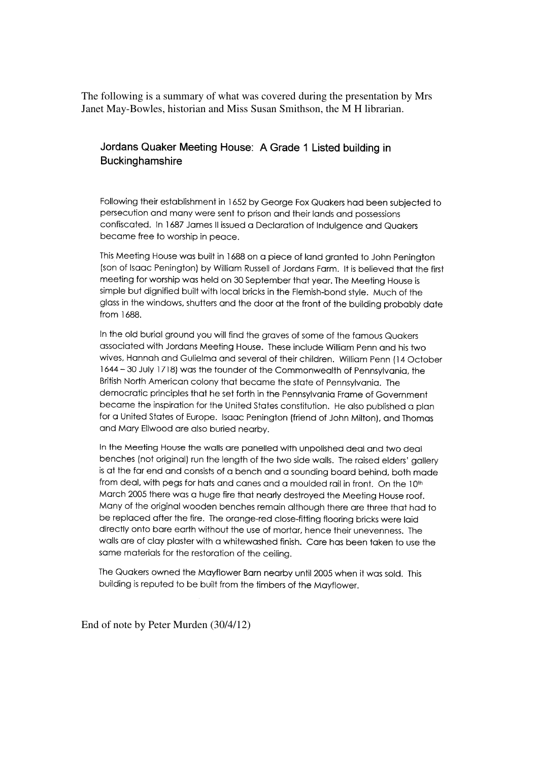The following is a summary of what was covered during the presentation by Mrs Janet May-Bowles, historian and Miss Susan Smithson, the M H librarian.

### Jordans Quaker Meeting House: A Grade 1 Listed building in Buckinghamshire

Following their establishment in 1652 by George Fox Quakers had been subjected to persecution and many were sent to prison and their lands and possessions confiscated. In 1687 James II issued a Declaration of Indulgence and Quakers became free to worship in peace.

This Meeting House was built in 1688 on a piece of land granted to John Penington (son of Isaac Penington) by William Russell of Jordans Farm. It is believed that the first meeting for worship was held on 30 September that year. The Meeting House is simple but dignified built with local bricks in the Flemish-bond style. Much of the glass in the windows, shutters and the door at the front of the building probably date from 1688.

In the old burial ground you will find the graves of some of the famous Quakers associated with Jordans Meeting House. These include William Penn and his two wives, Hannah and Gulielma and several of their children. William Penn (14 October 1644 – 30 July 1718) was the founder of the Commonwealth of Pennsylvania, the British North American colony that became the state of Pennsylvania. The democratic principles that he set forth in the Pennsylvania Frame of Government became the inspiration for the United States constitution. He also published a plan for a United States of Europe. Isaac Penington (friend of John Milton), and Thomas and Mary Ellwood are also buried nearby.

In the Meeting House the walls are panelled with unpolished deal and two deal benches (not original) run the length of the two side walls. The raised elders' gallery is at the far end and consists of a bench and a sounding board behind, both made from deal, with pegs for hats and canes and a moulded rail in front. On the 10th March 2005 there was a huge fire that nearly destroyed the Meeting House roof. Many of the original wooden benches remain although there are three that had to be replaced after the fire. The orange-red close-fitting flooring bricks were laid directly onto bare earth without the use of mortar, hence their unevenness. The walls are of clay plaster with a whitewashed finish. Care has been taken to use the same materials for the restoration of the ceiling.

The Quakers owned the Mayflower Barn nearby until 2005 when it was sold. This building is reputed to be built from the timbers of the Mayflower.

End of note by Peter Murden (30/4/12)